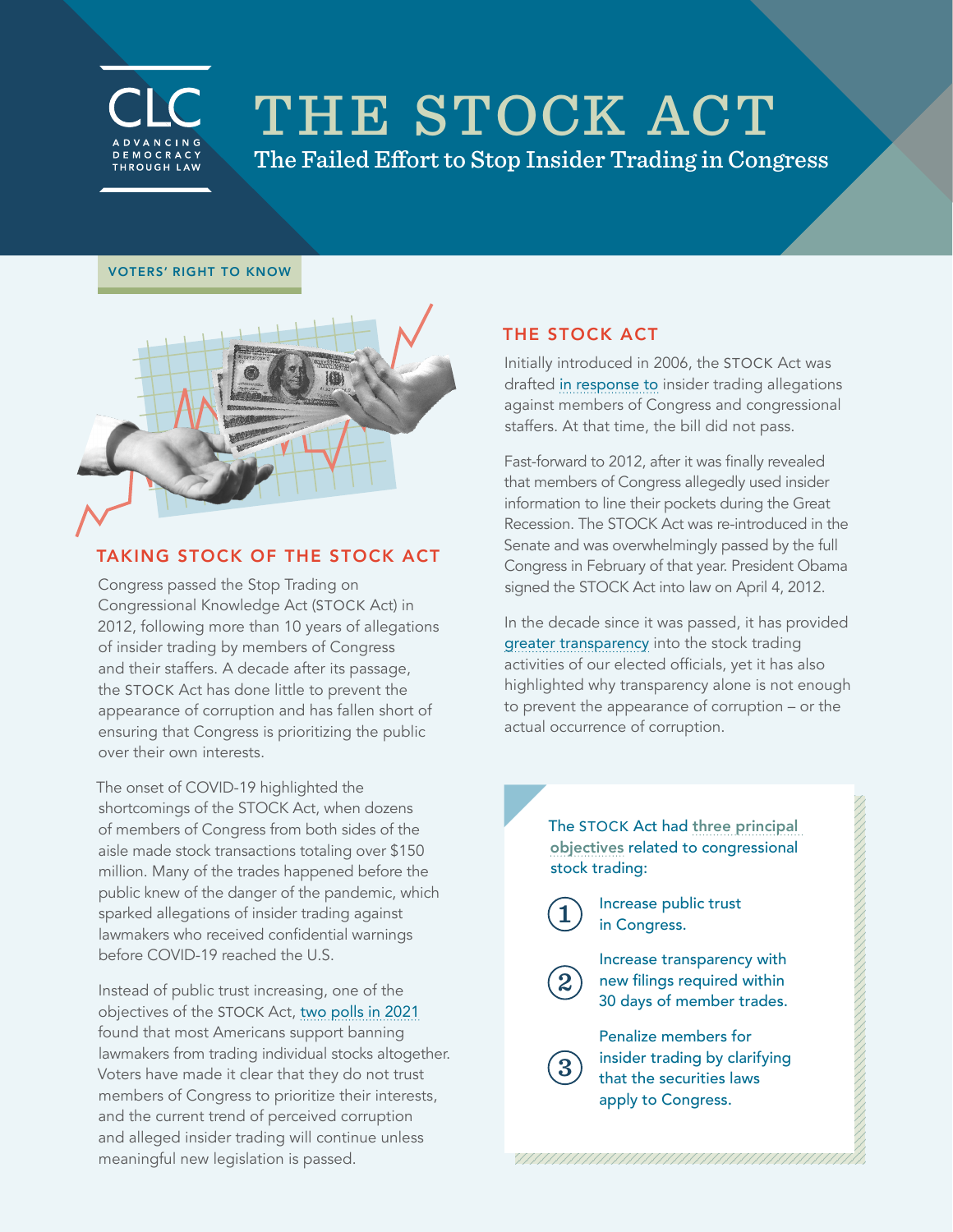CLC
ADVANCING DEMOCRACY THROUGH LAW

# THE STOCK ACT

## The Failed Effort to Stop Insider Trading in Congress

VOTERS' RIGHT TO KNOW

## TAKING STOCK OF THE STOCK ACT

Congress passed the Stop Trading on Congressional Knowledge Act (STOCK Act) in 2012, following more than 10 years of allegations of insider trading by members of Congress and their staffers. A decade after its passage, the STOCK Act has done little to prevent the appearance of corruption and has fallen short of ensuring that Congress is prioritizing the public over their own interests.

The onset of COVID-19 highlighted the shortcomings of the STOCK Act, when dozens of members of Congress from both sides of the aisle made stock transactions totaling over $150 million. Many of the trades happened before the public knew of the danger of the pandemic, which sparked allegations of insider trading against lawmakers who received confidential warnings before COVID-19 reached the U.S.

Instead of public trust increasing, one of the objectives of the STOCK Act, two polls in 2021 found that most Americans support banning lawmakers from trading individual stocks altogether. Voters have made it clear that they do not trust members of Congress to prioritize their interests, and the current trend of perceived corruption and alleged insider trading will continue unless meaningful new legislation is passed.

## THE STOCK ACT

Initially introduced in 2006, the STOCK Act was drafted in response to insider trading allegations against members of Congress and congressional staffers. At that time, the bill did not pass.

Fast-forward to 2012, after it was finally revealed that members of Congress allegedly used insider information to line their pockets during the Great Recession. The STOCK Act was re-introduced in the Senate and was overwhelmingly passed by the full Congress in February of that year. President Obama signed the STOCK Act into law on April 4, 2012.

In the decade since it was passed, it has provided greater transparency into the stock trading activities of our elected officials, yet it has also highlighted why transparency alone is not enough to prevent the appearance of corruption – or the actual occurrence of corruption.

The STOCK Act had three principal objectives related to congressional stock trading:

1. Increase public trust in Congress.
2. Increase transparency with new filings required within 30 days of member trades.
3. Penalize members for insider trading by clarifying that the securities laws apply to Congress.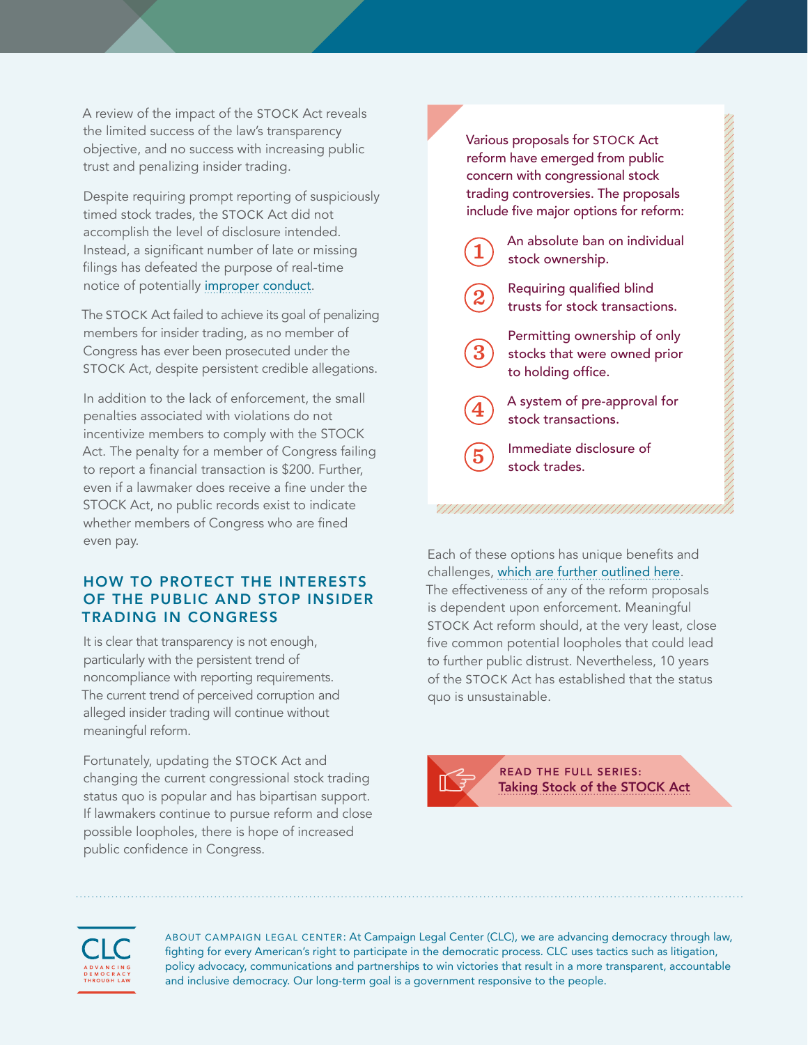A review of the impact of the STOCK Act reveals the limited success of the law's transparency objective, and no success with increasing public trust and penalizing insider trading.

Despite requiring prompt reporting of suspiciously timed stock trades, the STOCK Act did not accomplish the level of disclosure intended. Instead, a significant number of late or missing filings has defeated the purpose of real-time notice of potentially improper conduct.

The STOCK Act failed to achieve its goal of penalizing members for insider trading, as no member of Congress has ever been prosecuted under the STOCK Act, despite persistent credible allegations.

In addition to the lack of enforcement, the small penalties associated with violations do not incentivize members to comply with the STOCK Act. The penalty for a member of Congress failing to report a financial transaction is $200. Further, even if a lawmaker does receive a fine under the STOCK Act, no public records exist to indicate whether members of Congress who are fined even pay.

## HOW TO PROTECT THE INTERESTS OF THE PUBLIC AND STOP INSIDER TRADING IN CONGRESS

It is clear that transparency is not enough, particularly with the persistent trend of noncompliance with reporting requirements. The current trend of perceived corruption and alleged insider trading will continue without meaningful reform.

Fortunately, updating the STOCK Act and changing the current congressional stock trading status quo is popular and has bipartisan support. If lawmakers continue to pursue reform and close possible loopholes, there is hope of increased public confidence in Congress.

Various proposals for STOCK Act reform have emerged from public concern with congressional stock trading controversies. The proposals include five major options for reform:

1. An absolute ban on individual stock ownership.
2. Requiring qualified blind trusts for stock transactions.
3. Permitting ownership of only stocks that were owned prior to holding office.
4. A system of pre-approval for stock transactions.
5. Immediate disclosure of stock trades.

Each of these options has unique benefits and challenges, which are further outlined here. The effectiveness of any of the reform proposals is dependent upon enforcement. Meaningful STOCK Act reform should, at the very least, close five common potential loopholes that could lead to further public distrust. Nevertheless, 10 years of the STOCK Act has established that the status quo is unsustainable.

READ THE FULL SERIES: Taking Stock of the STOCK Act

ABOUT CAMPAIGN LEGAL CENTER: At Campaign Legal Center (CLC), we are advancing democracy through law, fighting for every American's right to participate in the democratic process. CLC uses tactics such as litigation, policy advocacy, communications and partnerships to win victories that result in a more transparent, accountable and inclusive democracy. Our long-term goal is a government responsive to the people.